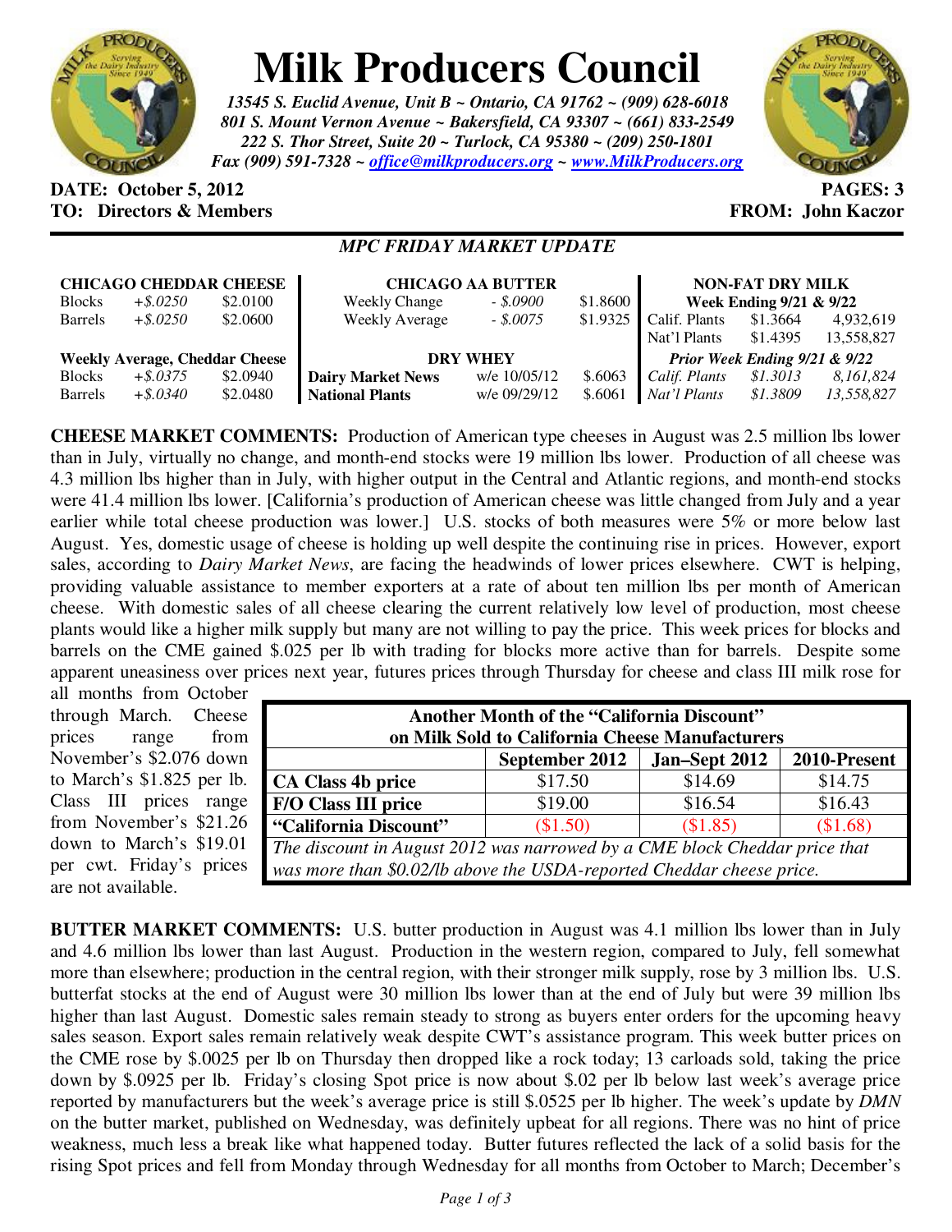# Milk Producers Council

*13545 S. Euclid Avenue, Unit B ~ Ontario, CA 91762 ~ (909) 628-6018*
*801 S. Mount Vernon Avenue ~ Bakersfield, CA 93307 ~ (661) 833-2549*
*222 S. Thor Street, Suite 20 ~ Turlock, CA 95380 ~ (209) 250-1801*
*Fax (909) 591-7328 ~ office@milkproducers.org ~ www.MilkProducers.org*

**DATE: October 5, 2012** | **PAGES: 3**
**TO: Directors & Members** | **FROM: John Kaczor**

## *MPC FRIDAY MARKET UPDATE*

| **CHICAGO CHEDDAR CHEESE** | | |
|---|---|---|
| Blocks | *+$.0250* | $2.0100 |
| Barrels | *+$.0250* | $2.0600 |
| **Weekly Average, Cheddar Cheese** | | |
| Blocks | *+$.0375* | $2.0940 |
| Barrels | *+$.0340* | $2.0480 |

| **CHICAGO AA BUTTER** | | |
|---|---|---|
| Weekly Change | *- $.0900* | $1.8600 |
| Weekly Average | *- $.0075* | $1.9325 |
| **DRY WHEY** | | |
| **Dairy Market News** | w/e 10/05/12 | $.6063 |
| **National Plants** | w/e 09/29/12 | $.6061 |

| **NON-FAT DRY MILK** | | |
|---|---|---|
| **Week Ending 9/21 & 9/22** | | |
| Calif. Plants | $1.3664 | 4,932,619 |
| Nat'l Plants | $1.4395 | 13,558,827 |
| ***Prior Week Ending 9/21 & 9/22*** | | |
| *Calif. Plants* | *$1.3013* | *8,161,824* |
| *Nat'l Plants* | *$1.3809* | *13,558,827* |

**CHEESE MARKET COMMENTS:** Production of American type cheeses in August was 2.5 million lbs lower than in July, virtually no change, and month-end stocks were 19 million lbs lower. Production of all cheese was 4.3 million lbs higher than in July, with higher output in the Central and Atlantic regions, and month-end stocks were 41.4 million lbs lower. [California's production of American cheese was little changed from July and a year earlier while total cheese production was lower.] U.S. stocks of both measures were 5% or more below last August. Yes, domestic usage of cheese is holding up well despite the continuing rise in prices. However, export sales, according to *Dairy Market News*, are facing the headwinds of lower prices elsewhere. CWT is helping, providing valuable assistance to member exporters at a rate of about ten million lbs per month of American cheese. With domestic sales of all cheese clearing the current relatively low level of production, most cheese plants would like a higher milk supply but many are not willing to pay the price. This week prices for blocks and barrels on the CME gained $.025 per lb with trading for blocks more active than for barrels. Despite some apparent uneasiness over prices next year, futures prices through Thursday for cheese and class III milk rose for all months from October through March. Cheese prices range from November's $2.076 down to March's $1.825 per lb. Class III prices range from November's $21.26 down to March's $19.01 per cwt. Friday's prices are not available.

| **Another Month of the "California Discount" on Milk Sold to California Cheese Manufacturers** | | | |
|---|---|---|---|
| | **September 2012** | **Jan–Sept 2012** | **2010-Present** |
| **CA Class 4b price** | $17.50 | $14.69 | $14.75 |
| **F/O Class III price** | $19.00 | $16.54 | $16.43 |
| **"California Discount"** | ($1.50) | ($1.85) | ($1.68) |
| *The discount in August 2012 was narrowed by a CME block Cheddar price that was more than $0.02/lb above the USDA-reported Cheddar cheese price.* | | | |

**BUTTER MARKET COMMENTS:** U.S. butter production in August was 4.1 million lbs lower than in July and 4.6 million lbs lower than last August. Production in the western region, compared to July, fell somewhat more than elsewhere; production in the central region, with their stronger milk supply, rose by 3 million lbs. U.S. butterfat stocks at the end of August were 30 million lbs lower than at the end of July but were 39 million lbs higher than last August. Domestic sales remain steady to strong as buyers enter orders for the upcoming heavy sales season. Export sales remain relatively weak despite CWT's assistance program. This week butter prices on the CME rose by $.0025 per lb on Thursday then dropped like a rock today; 13 carloads sold, taking the price down by $.0925 per lb. Friday's closing Spot price is now about $.02 per lb below last week's average price reported by manufacturers but the week's average price is still $.0525 per lb higher. The week's update by *DMN* on the butter market, published on Wednesday, was definitely upbeat for all regions. There was no hint of price weakness, much less a break like what happened today. Butter futures reflected the lack of a solid basis for the rising Spot prices and fell from Monday through Wednesday for all months from October to March; December's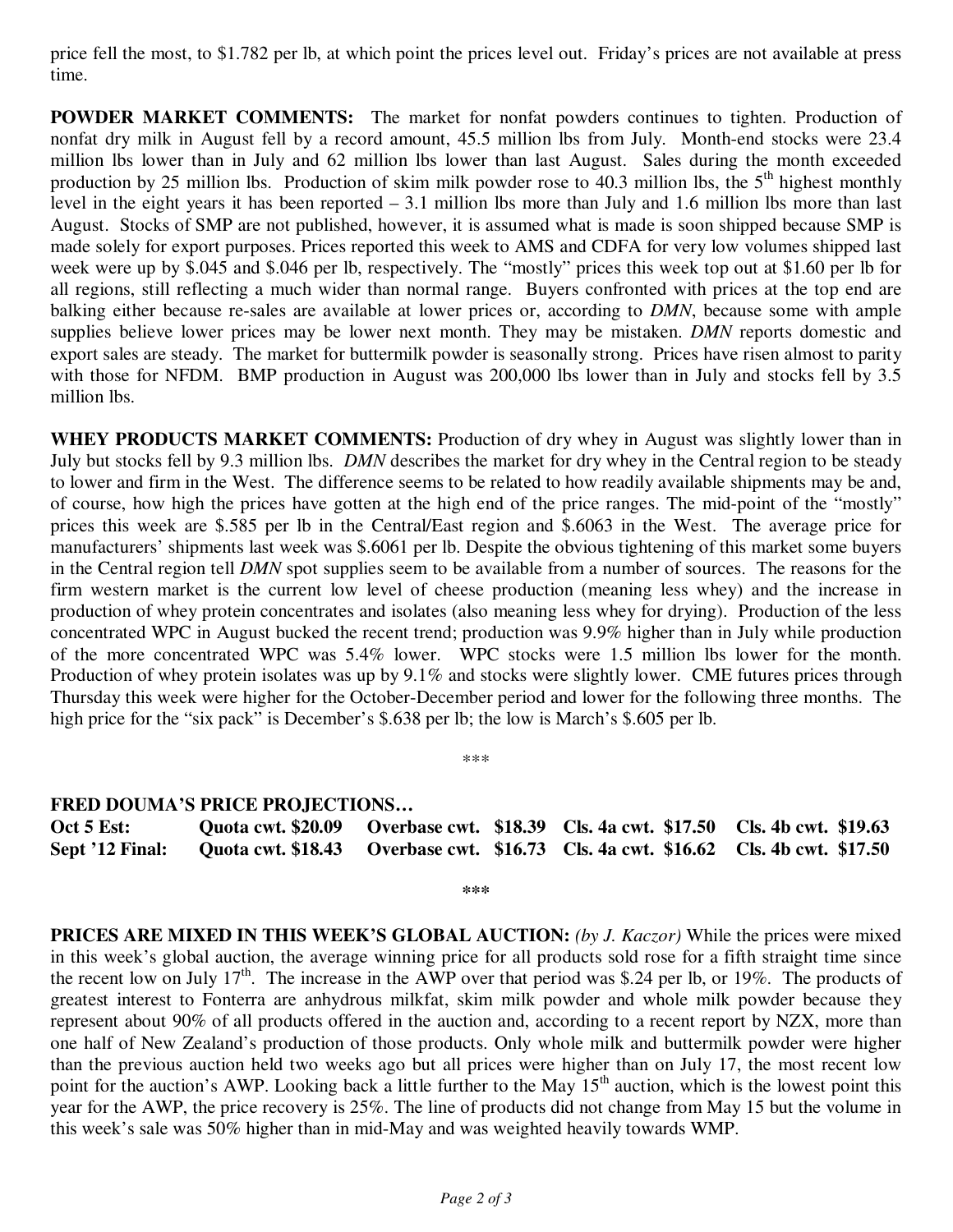price fell the most, to $1.782 per lb, at which point the prices level out. Friday's prices are not available at press time.

**POWDER MARKET COMMENTS:** The market for nonfat powders continues to tighten. Production of nonfat dry milk in August fell by a record amount, 45.5 million lbs from July. Month-end stocks were 23.4 million lbs lower than in July and 62 million lbs lower than last August. Sales during the month exceeded production by 25 million lbs. Production of skim milk powder rose to 40.3 million lbs, the 5th highest monthly level in the eight years it has been reported – 3.1 million lbs more than July and 1.6 million lbs more than last August. Stocks of SMP are not published, however, it is assumed what is made is soon shipped because SMP is made solely for export purposes. Prices reported this week to AMS and CDFA for very low volumes shipped last week were up by $.045 and $.046 per lb, respectively. The "mostly" prices this week top out at $1.60 per lb for all regions, still reflecting a much wider than normal range. Buyers confronted with prices at the top end are balking either because re-sales are available at lower prices or, according to *DMN*, because some with ample supplies believe lower prices may be lower next month. They may be mistaken. *DMN* reports domestic and export sales are steady. The market for buttermilk powder is seasonally strong. Prices have risen almost to parity with those for NFDM. BMP production in August was 200,000 lbs lower than in July and stocks fell by 3.5 million lbs.

**WHEY PRODUCTS MARKET COMMENTS:** Production of dry whey in August was slightly lower than in July but stocks fell by 9.3 million lbs. *DMN* describes the market for dry whey in the Central region to be steady to lower and firm in the West. The difference seems to be related to how readily available shipments may be and, of course, how high the prices have gotten at the high end of the price ranges. The mid-point of the "mostly" prices this week are $.585 per lb in the Central/East region and $.6063 in the West. The average price for manufacturers' shipments last week was $.6061 per lb. Despite the obvious tightening of this market some buyers in the Central region tell *DMN* spot supplies seem to be available from a number of sources. The reasons for the firm western market is the current low level of cheese production (meaning less whey) and the increase in production of whey protein concentrates and isolates (also meaning less whey for drying). Production of the less concentrated WPC in August bucked the recent trend; production was 9.9% higher than in July while production of the more concentrated WPC was 5.4% lower. WPC stocks were 1.5 million lbs lower for the month. Production of whey protein isolates was up by 9.1% and stocks were slightly lower. CME futures prices through Thursday this week were higher for the October-December period and lower for the following three months. The high price for the "six pack" is December's $.638 per lb; the low is March's $.605 per lb.

***

**FRED DOUMA'S PRICE PROJECTIONS…**

| | | | | |
|---|---|---|---|---|
| **Oct 5 Est:** | **Quota cwt. $20.09** | **Overbase cwt. $18.39** | **Cls. 4a cwt. $17.50** | **Cls. 4b cwt. $19.63** |
| **Sept '12 Final:** | **Quota cwt. $18.43** | **Overbase cwt. $16.73** | **Cls. 4a cwt. $16.62** | **Cls. 4b cwt. $17.50** |

***

**PRICES ARE MIXED IN THIS WEEK'S GLOBAL AUCTION:** *(by J. Kaczor)* While the prices were mixed in this week's global auction, the average winning price for all products sold rose for a fifth straight time since the recent low on July 17th. The increase in the AWP over that period was $.24 per lb, or 19%. The products of greatest interest to Fonterra are anhydrous milkfat, skim milk powder and whole milk powder because they represent about 90% of all products offered in the auction and, according to a recent report by NZX, more than one half of New Zealand's production of those products. Only whole milk and buttermilk powder were higher than the previous auction held two weeks ago but all prices were higher than on July 17, the most recent low point for the auction's AWP. Looking back a little further to the May 15th auction, which is the lowest point this year for the AWP, the price recovery is 25%. The line of products did not change from May 15 but the volume in this week's sale was 50% higher than in mid-May and was weighted heavily towards WMP.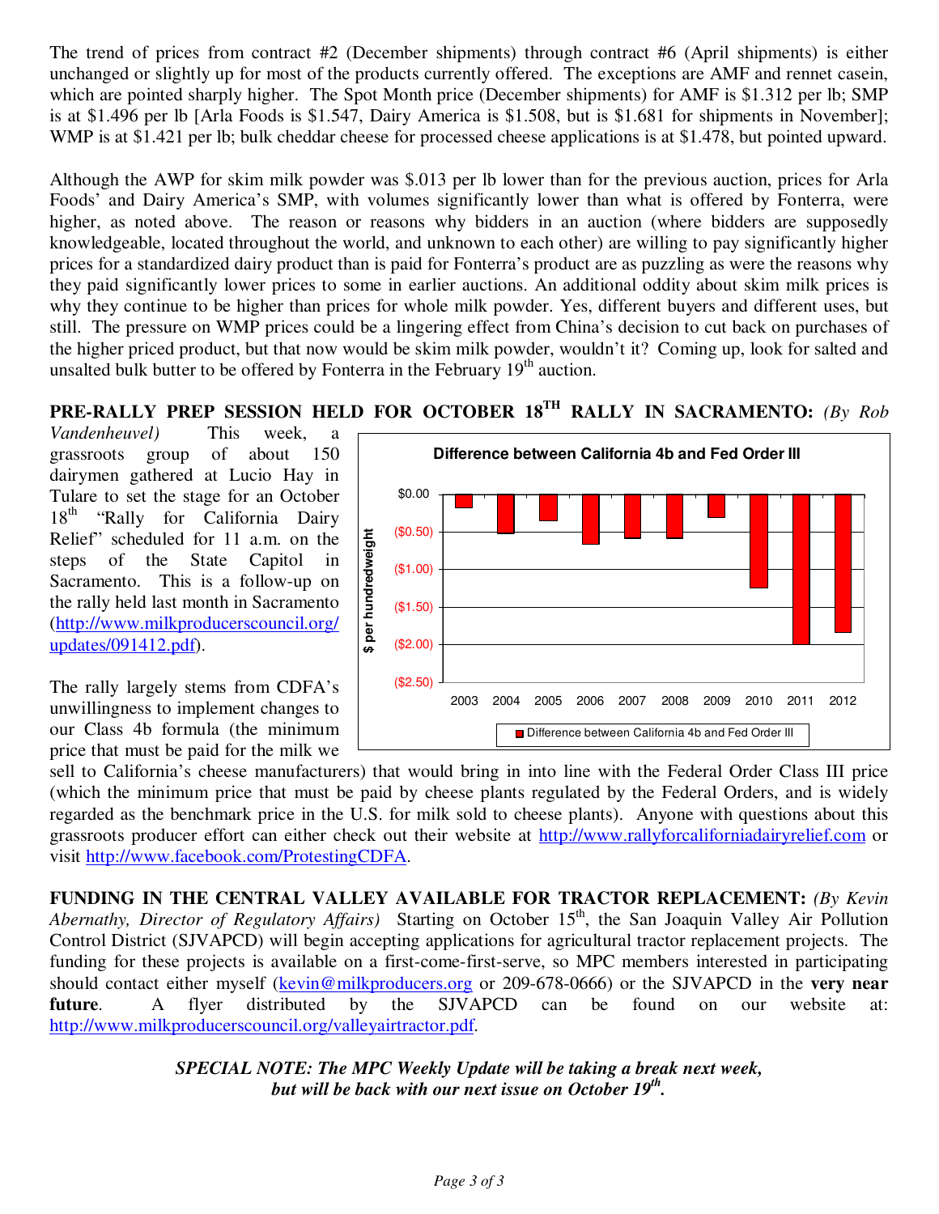The trend of prices from contract #2 (December shipments) through contract #6 (April shipments) is either unchanged or slightly up for most of the products currently offered. The exceptions are AMF and rennet casein, which are pointed sharply higher. The Spot Month price (December shipments) for AMF is $1.312 per lb; SMP is at $1.496 per lb [Arla Foods is $1.547, Dairy America is $1.508, but is $1.681 for shipments in November]; WMP is at $1.421 per lb; bulk cheddar cheese for processed cheese applications is at $1.478, but pointed upward.

Although the AWP for skim milk powder was $.013 per lb lower than for the previous auction, prices for Arla Foods' and Dairy America's SMP, with volumes significantly lower than what is offered by Fonterra, were higher, as noted above. The reason or reasons why bidders in an auction (where bidders are supposedly knowledgeable, located throughout the world, and unknown to each other) are willing to pay significantly higher prices for a standardized dairy product than is paid for Fonterra's product are as puzzling as were the reasons why they paid significantly lower prices to some in earlier auctions. An additional oddity about skim milk prices is why they continue to be higher than prices for whole milk powder. Yes, different buyers and different uses, but still. The pressure on WMP prices could be a lingering effect from China's decision to cut back on purchases of the higher priced product, but that now would be skim milk powder, wouldn't it? Coming up, look for salted and unsalted bulk butter to be offered by Fonterra in the February 19th auction.

**PRE-RALLY PREP SESSION HELD FOR OCTOBER 18TH RALLY IN SACRAMENTO:** *(By Rob Vandenheuvel)* This week, a grassroots group of about 150 dairymen gathered at Lucio Hay in Tulare to set the stage for an October 18th "Rally for California Dairy Relief" scheduled for 11 a.m. on the steps of the State Capitol in Sacramento. This is a follow-up on the rally held last month in Sacramento (http://www.milkproducerscouncil.org/updates/091412.pdf).

Difference between California 4b and Fed Order III

$ per hundredweight

$0.00
($0.50)
($1.00)
($1.50)
($2.00)
($2.50)

2003 2004 2005 2006 2007 2008 2009 2010 2011 2012

Difference between California 4b and Fed Order III

The rally largely stems from CDFA's unwillingness to implement changes to our Class 4b formula (the minimum price that must be paid for the milk we sell to California's cheese manufacturers) that would bring in into line with the Federal Order Class III price (which the minimum price that must be paid by cheese plants regulated by the Federal Orders, and is widely regarded as the benchmark price in the U.S. for milk sold to cheese plants). Anyone with questions about this grassroots producer effort can either check out their website at http://www.rallyforcaliforniadairyrelief.com or visit http://www.facebook.com/ProtestingCDFA.

**FUNDING IN THE CENTRAL VALLEY AVAILABLE FOR TRACTOR REPLACEMENT:** *(By Kevin Abernathy, Director of Regulatory Affairs)* Starting on October 15th, the San Joaquin Valley Air Pollution Control District (SJVAPCD) will begin accepting applications for agricultural tractor replacement projects. The funding for these projects is available on a first-come-first-serve, so MPC members interested in participating should contact either myself (kevin@milkproducers.org or 209-678-0666) or the SJVAPCD in the **very near future**. A flyer distributed by the SJVAPCD can be found on our website at: http://www.milkproducerscouncil.org/valleyairtractor.pdf.

***SPECIAL NOTE: The MPC Weekly Update will be taking a break next week, but will be back with our next issue on October 19th.***